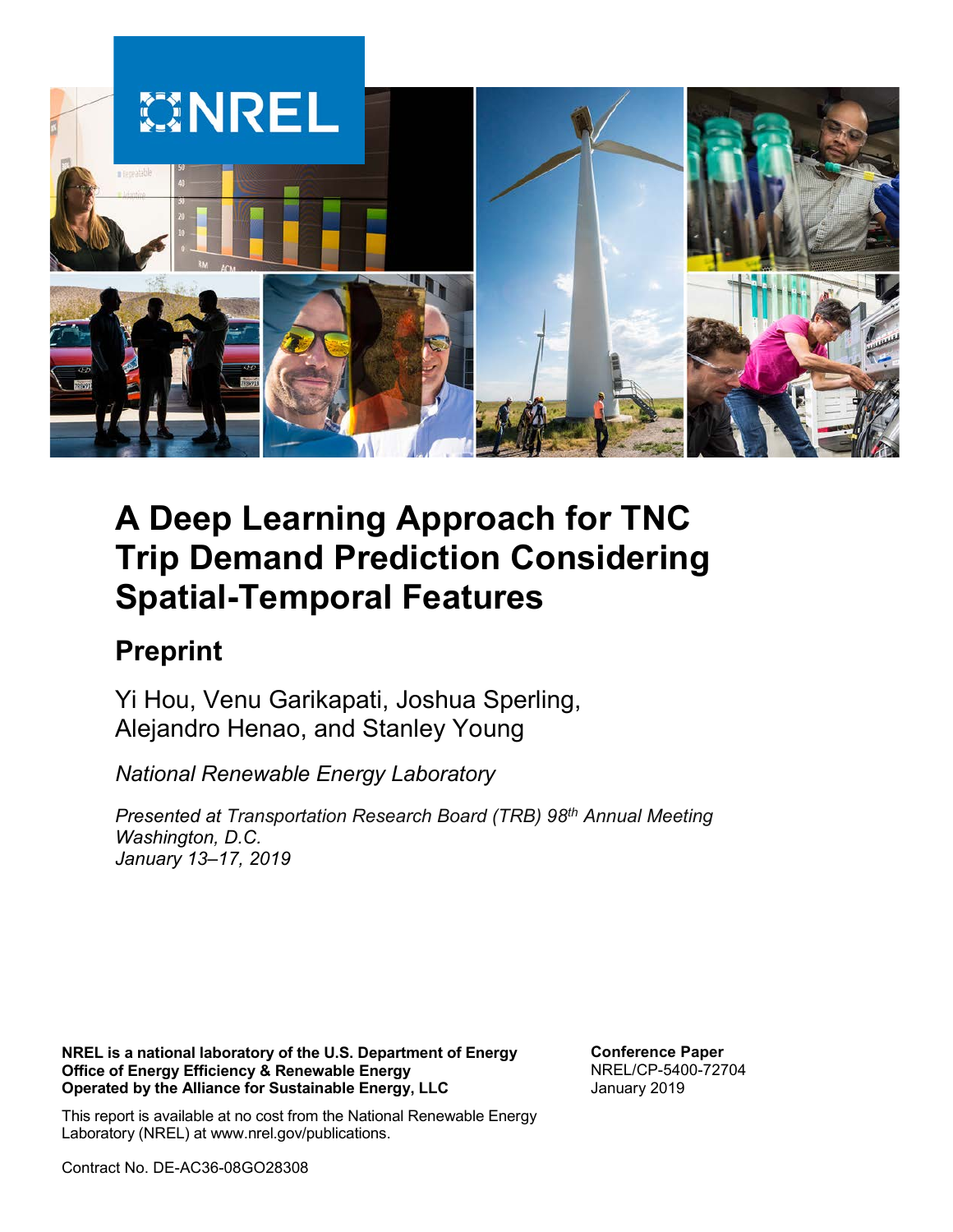# A Deep Learning Approach for TNC Trip Demand Prediction Considering Spatial-Temporal Features

## Preprint

Yi Hou, Venu Garikapati, Joshua Sperling, Alejandro Henao, and Stanley Young

*National Renewable Energy Laboratory*

*Presented at Transportation Research Board (TRB) 98th Annual Meeting*
*Washington, D.C.*
*January 13–17, 2019*

**NREL is a national laboratory of the U.S. Department of Energy**
**Office of Energy Efficiency & Renewable Energy**
**Operated by the Alliance for Sustainable Energy, LLC**

This report is available at no cost from the National Renewable Energy Laboratory (NREL) at www.nrel.gov/publications.

Contract No. DE-AC36-08GO28308

**Conference Paper**
NREL/CP-5400-72704
January 2019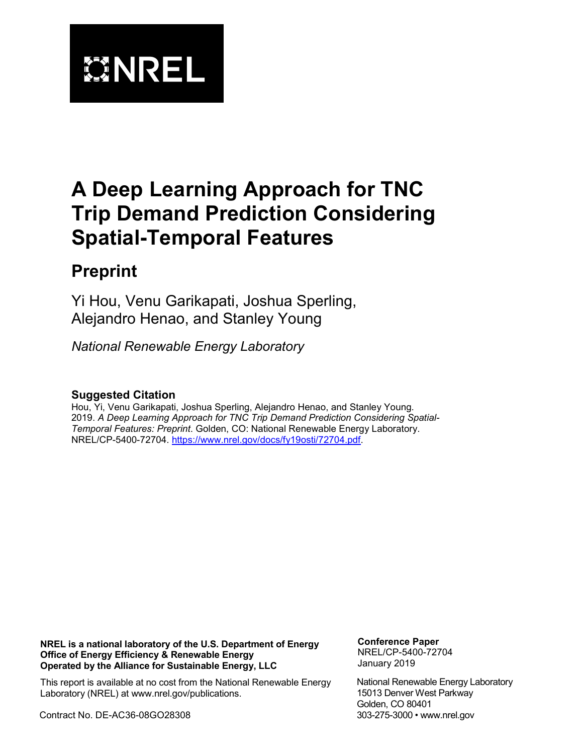NREL

# A Deep Learning Approach for TNC Trip Demand Prediction Considering Spatial-Temporal Features

## Preprint

Yi Hou, Venu Garikapati, Joshua Sperling, Alejandro Henao, and Stanley Young

*National Renewable Energy Laboratory*

### Suggested Citation

Hou, Yi, Venu Garikapati, Joshua Sperling, Alejandro Henao, and Stanley Young. 2019. *A Deep Learning Approach for TNC Trip Demand Prediction Considering Spatial-Temporal Features: Preprint.* Golden, CO: National Renewable Energy Laboratory. NREL/CP-5400-72704. https://www.nrel.gov/docs/fy19osti/72704.pdf.

**NREL is a national laboratory of the U.S. Department of Energy**
**Office of Energy Efficiency & Renewable Energy**
**Operated by the Alliance for Sustainable Energy, LLC**

This report is available at no cost from the National Renewable Energy Laboratory (NREL) at www.nrel.gov/publications.

Contract No. DE-AC36-08GO28308

**Conference Paper**
NREL/CP-5400-72704
January 2019

National Renewable Energy Laboratory
15013 Denver West Parkway
Golden, CO 80401
303-275-3000 • www.nrel.gov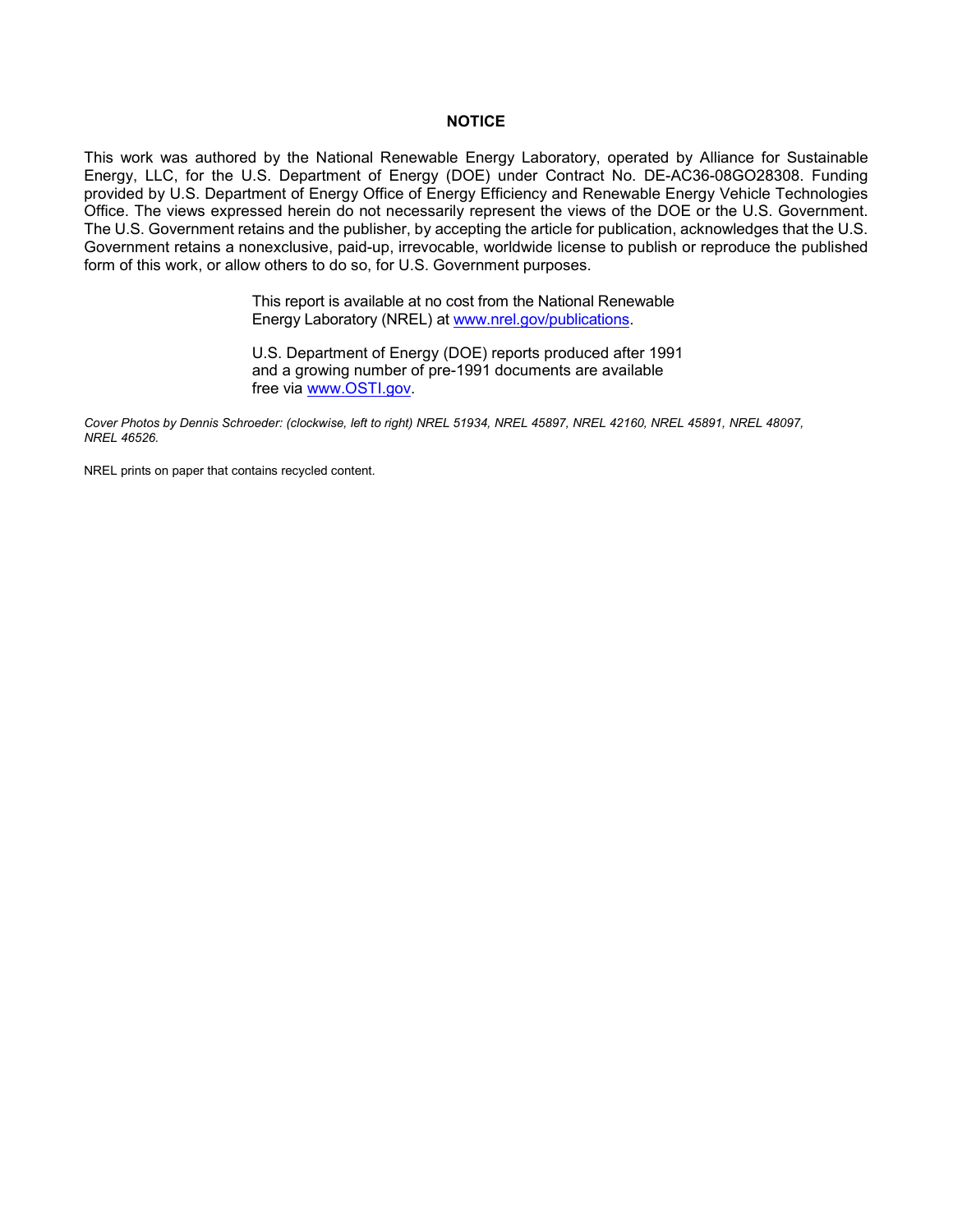**NOTICE**

This work was authored by the National Renewable Energy Laboratory, operated by Alliance for Sustainable Energy, LLC, for the U.S. Department of Energy (DOE) under Contract No. DE-AC36-08GO28308. Funding provided by U.S. Department of Energy Office of Energy Efficiency and Renewable Energy Vehicle Technologies Office. The views expressed herein do not necessarily represent the views of the DOE or the U.S. Government. The U.S. Government retains and the publisher, by accepting the article for publication, acknowledges that the U.S. Government retains a nonexclusive, paid-up, irrevocable, worldwide license to publish or reproduce the published form of this work, or allow others to do so, for U.S. Government purposes.

This report is available at no cost from the National Renewable Energy Laboratory (NREL) at [www.nrel.gov/publications](www.nrel.gov/publications).

U.S. Department of Energy (DOE) reports produced after 1991 and a growing number of pre-1991 documents are available free via [www.OSTI.gov](www.OSTI.gov).

*Cover Photos by Dennis Schroeder: (clockwise, left to right) NREL 51934, NREL 45897, NREL 42160, NREL 45891, NREL 48097, NREL 46526.*

NREL prints on paper that contains recycled content.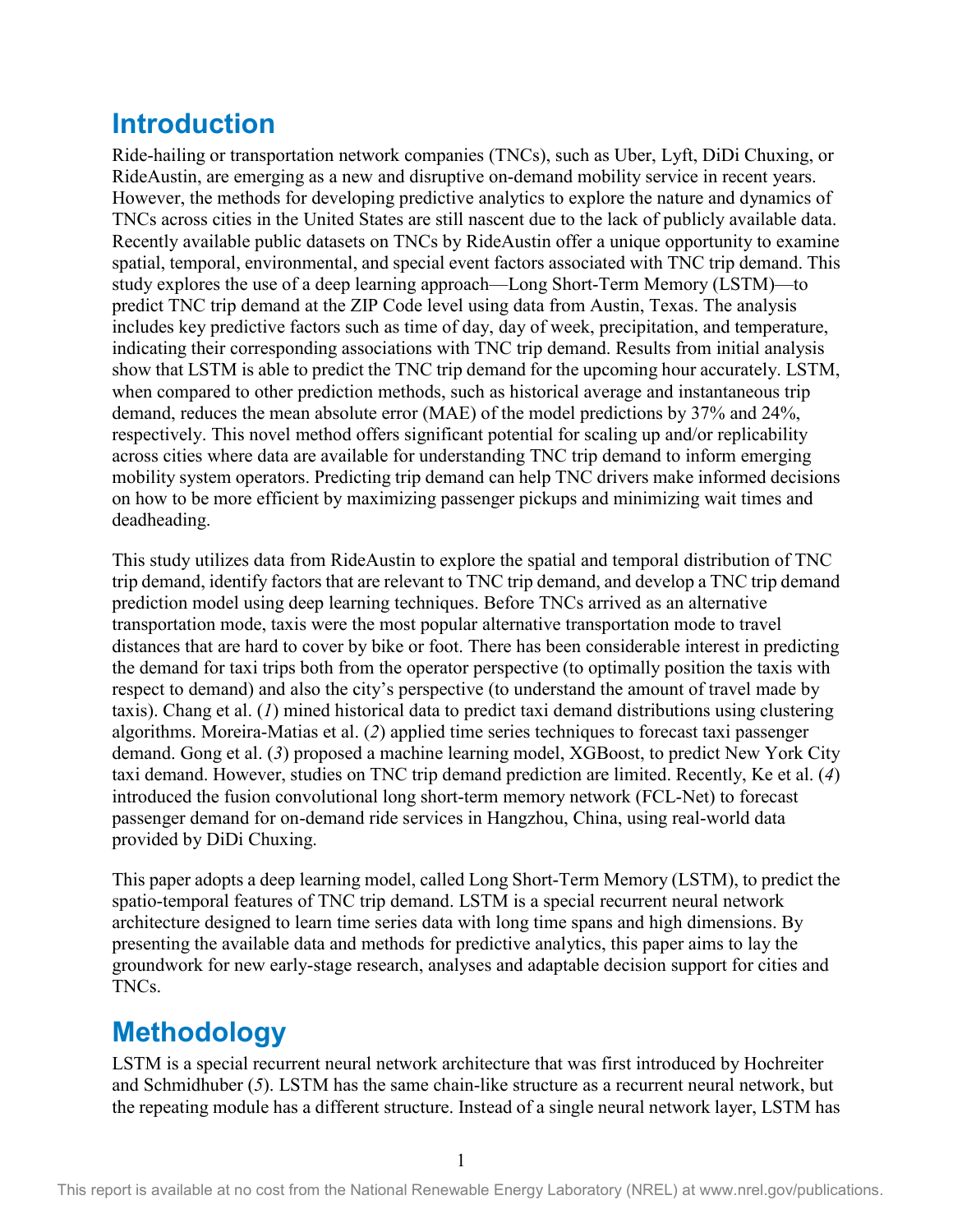# Introduction

Ride-hailing or transportation network companies (TNCs), such as Uber, Lyft, DiDi Chuxing, or RideAustin, are emerging as a new and disruptive on-demand mobility service in recent years. However, the methods for developing predictive analytics to explore the nature and dynamics of TNCs across cities in the United States are still nascent due to the lack of publicly available data. Recently available public datasets on TNCs by RideAustin offer a unique opportunity to examine spatial, temporal, environmental, and special event factors associated with TNC trip demand. This study explores the use of a deep learning approach—Long Short-Term Memory (LSTM)—to predict TNC trip demand at the ZIP Code level using data from Austin, Texas. The analysis includes key predictive factors such as time of day, day of week, precipitation, and temperature, indicating their corresponding associations with TNC trip demand. Results from initial analysis show that LSTM is able to predict the TNC trip demand for the upcoming hour accurately. LSTM, when compared to other prediction methods, such as historical average and instantaneous trip demand, reduces the mean absolute error (MAE) of the model predictions by 37% and 24%, respectively. This novel method offers significant potential for scaling up and/or replicability across cities where data are available for understanding TNC trip demand to inform emerging mobility system operators. Predicting trip demand can help TNC drivers make informed decisions on how to be more efficient by maximizing passenger pickups and minimizing wait times and deadheading.

This study utilizes data from RideAustin to explore the spatial and temporal distribution of TNC trip demand, identify factors that are relevant to TNC trip demand, and develop a TNC trip demand prediction model using deep learning techniques. Before TNCs arrived as an alternative transportation mode, taxis were the most popular alternative transportation mode to travel distances that are hard to cover by bike or foot. There has been considerable interest in predicting the demand for taxi trips both from the operator perspective (to optimally position the taxis with respect to demand) and also the city's perspective (to understand the amount of travel made by taxis). Chang et al. (*1*) mined historical data to predict taxi demand distributions using clustering algorithms. Moreira-Matias et al. (*2*) applied time series techniques to forecast taxi passenger demand. Gong et al. (*3*) proposed a machine learning model, XGBoost, to predict New York City taxi demand. However, studies on TNC trip demand prediction are limited. Recently, Ke et al. (*4*) introduced the fusion convolutional long short-term memory network (FCL-Net) to forecast passenger demand for on-demand ride services in Hangzhou, China, using real-world data provided by DiDi Chuxing.

This paper adopts a deep learning model, called Long Short-Term Memory (LSTM), to predict the spatio-temporal features of TNC trip demand. LSTM is a special recurrent neural network architecture designed to learn time series data with long time spans and high dimensions. By presenting the available data and methods for predictive analytics, this paper aims to lay the groundwork for new early-stage research, analyses and adaptable decision support for cities and TNCs.

# Methodology

LSTM is a special recurrent neural network architecture that was first introduced by Hochreiter and Schmidhuber (*5*). LSTM has the same chain-like structure as a recurrent neural network, but the repeating module has a different structure. Instead of a single neural network layer, LSTM has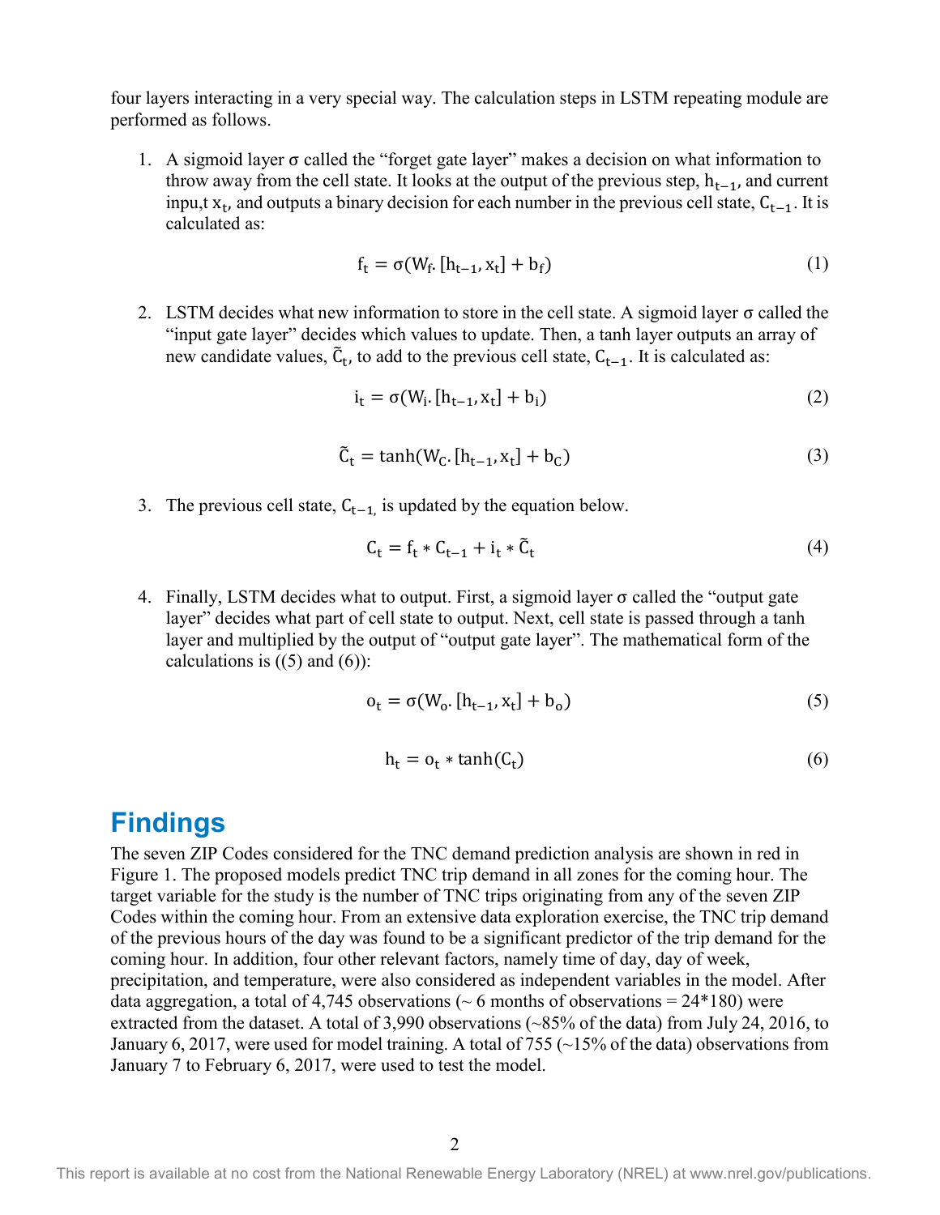four layers interacting in a very special way. The calculation steps in LSTM repeating module are performed as follows.

1. A sigmoid layer σ called the "forget gate layer" makes a decision on what information to throw away from the cell state. It looks at the output of the previous step, $h_{t-1}$, and current inpu,t $x_t$, and outputs a binary decision for each number in the previous cell state, $C_{t-1}$. It is calculated as:

$$f_t = \sigma(W_f . [h_{t-1}, x_t] + b_f) \tag{1}$$

2. LSTM decides what new information to store in the cell state. A sigmoid layer σ called the "input gate layer" decides which values to update. Then, a tanh layer outputs an array of new candidate values, $\tilde{C}_t$, to add to the previous cell state, $C_{t-1}$. It is calculated as:

$$i_t = \sigma(W_i . [h_{t-1}, x_t] + b_i) \tag{2}$$

$$\tilde{C}_t = \tanh(W_C . [h_{t-1}, x_t] + b_C) \tag{3}$$

3. The previous cell state, $C_{t-1,}$ is updated by the equation below.

$$C_t = f_t * C_{t-1} + i_t * \tilde{C}_t \tag{4}$$

4. Finally, LSTM decides what to output. First, a sigmoid layer σ called the "output gate layer" decides what part of cell state to output. Next, cell state is passed through a tanh layer and multiplied by the output of "output gate layer". The mathematical form of the calculations is ((5) and (6)):

$$o_t = \sigma(W_o . [h_{t-1}, x_t] + b_o) \tag{5}$$

$$h_t = o_t * \tanh(C_t) \tag{6}$$

## Findings

The seven ZIP Codes considered for the TNC demand prediction analysis are shown in red in Figure 1. The proposed models predict TNC trip demand in all zones for the coming hour. The target variable for the study is the number of TNC trips originating from any of the seven ZIP Codes within the coming hour. From an extensive data exploration exercise, the TNC trip demand of the previous hours of the day was found to be a significant predictor of the trip demand for the coming hour. In addition, four other relevant factors, namely time of day, day of week, precipitation, and temperature, were also considered as independent variables in the model. After data aggregation, a total of 4,745 observations (~ 6 months of observations = 24*180) were extracted from the dataset. A total of 3,990 observations (~85% of the data) from July 24, 2016, to January 6, 2017, were used for model training. A total of 755 (~15% of the data) observations from January 7 to February 6, 2017, were used to test the model.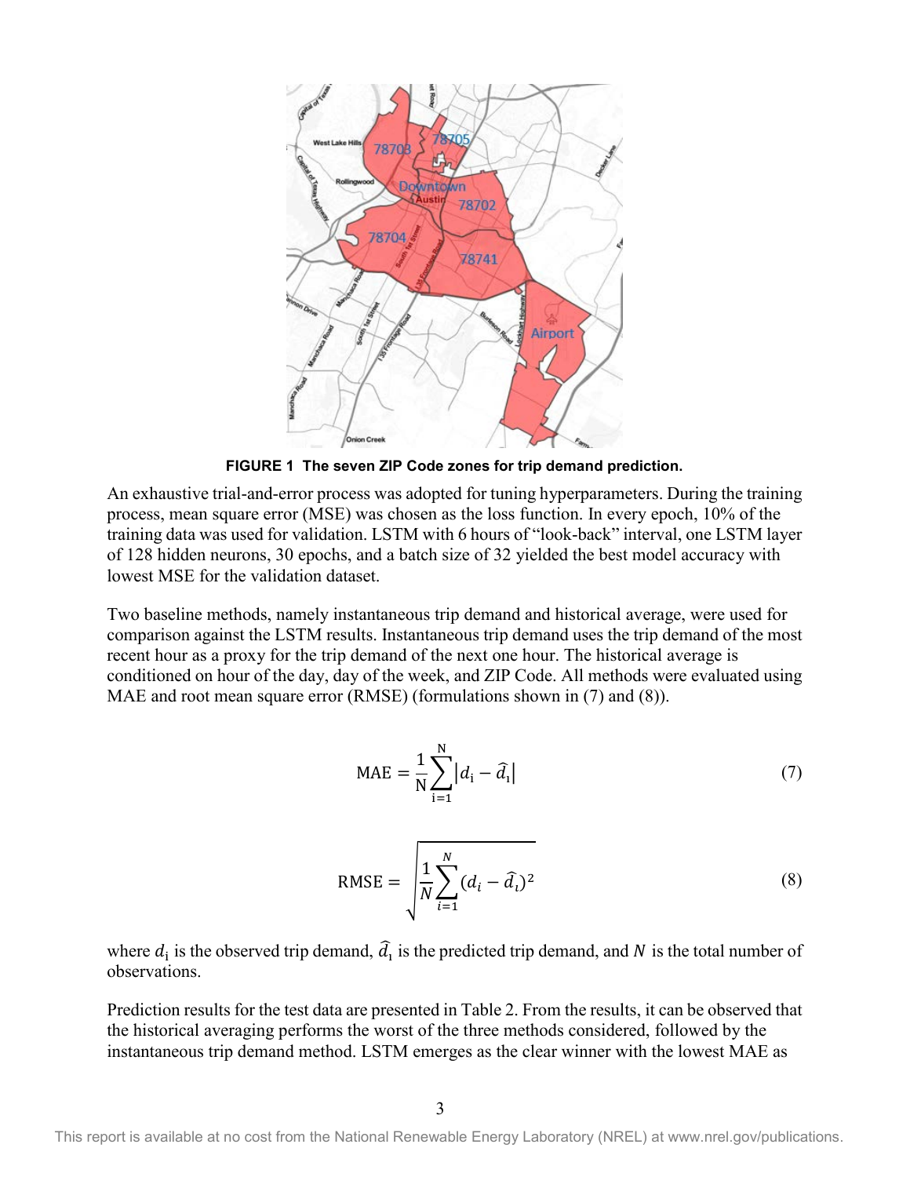**FIGURE 1 The seven ZIP Code zones for trip demand prediction.**

An exhaustive trial-and-error process was adopted for tuning hyperparameters. During the training process, mean square error (MSE) was chosen as the loss function. In every epoch, 10% of the training data was used for validation. LSTM with 6 hours of "look-back" interval, one LSTM layer of 128 hidden neurons, 30 epochs, and a batch size of 32 yielded the best model accuracy with lowest MSE for the validation dataset.

Two baseline methods, namely instantaneous trip demand and historical average, were used for comparison against the LSTM results. Instantaneous trip demand uses the trip demand of the most recent hour as a proxy for the trip demand of the next one hour. The historical average is conditioned on hour of the day, day of the week, and ZIP Code. All methods were evaluated using MAE and root mean square error (RMSE) (formulations shown in (7) and (8)).

$$\text{MAE} = \frac{1}{\text{N}}\sum_{\text{i}=1}^{\text{N}}\left|d_{\text{i}} - \widehat{d}_{\text{i}}\right| \tag{7}$$

$$\text{RMSE} = \sqrt{\frac{1}{N}\sum_{i=1}^{N}(d_i - \widehat{d}_i)^2} \tag{8}$$

where $d_{\text{i}}$ is the observed trip demand, $\widehat{d}_{\text{i}}$ is the predicted trip demand, and $N$ is the total number of observations.

Prediction results for the test data are presented in Table 2. From the results, it can be observed that the historical averaging performs the worst of the three methods considered, followed by the instantaneous trip demand method. LSTM emerges as the clear winner with the lowest MAE as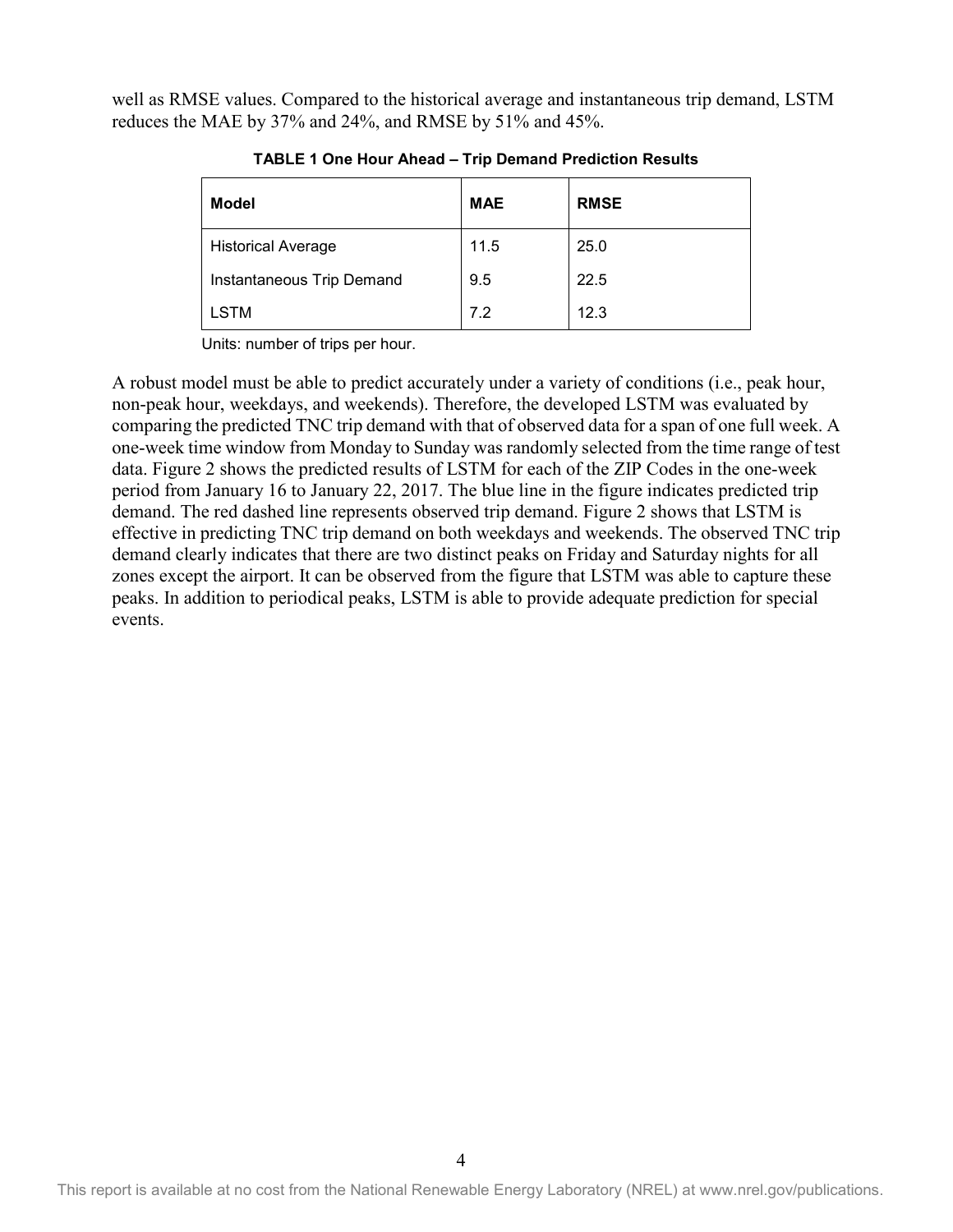well as RMSE values. Compared to the historical average and instantaneous trip demand, LSTM reduces the MAE by 37% and 24%, and RMSE by 51% and 45%.

**TABLE 1 One Hour Ahead – Trip Demand Prediction Results**

| Model | MAE | RMSE |
| --- | --- | --- |
| Historical Average | 11.5 | 25.0 |
| Instantaneous Trip Demand | 9.5 | 22.5 |
| LSTM | 7.2 | 12.3 |

Units: number of trips per hour.

A robust model must be able to predict accurately under a variety of conditions (i.e., peak hour, non-peak hour, weekdays, and weekends). Therefore, the developed LSTM was evaluated by comparing the predicted TNC trip demand with that of observed data for a span of one full week. A one-week time window from Monday to Sunday was randomly selected from the time range of test data. Figure 2 shows the predicted results of LSTM for each of the ZIP Codes in the one-week period from January 16 to January 22, 2017. The blue line in the figure indicates predicted trip demand. The red dashed line represents observed trip demand. Figure 2 shows that LSTM is effective in predicting TNC trip demand on both weekdays and weekends. The observed TNC trip demand clearly indicates that there are two distinct peaks on Friday and Saturday nights for all zones except the airport. It can be observed from the figure that LSTM was able to capture these peaks. In addition to periodical peaks, LSTM is able to provide adequate prediction for special events.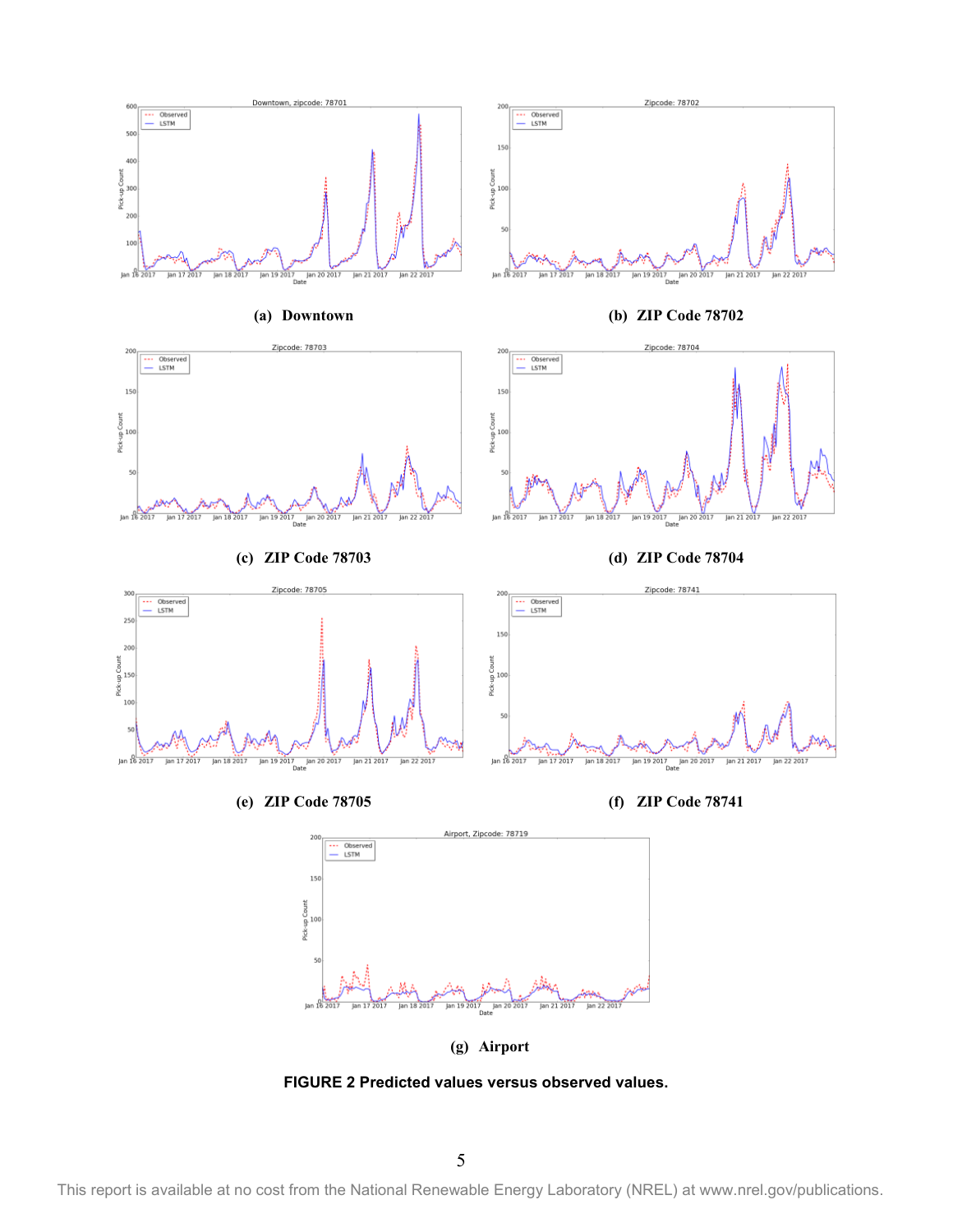(a) **Downtown**

(b) **ZIP Code 78702**

(c) **ZIP Code 78703**

(d) **ZIP Code 78704**

(e) **ZIP Code 78705**

(f) **ZIP Code 78741**

(g) **Airport**

**FIGURE 2 Predicted values versus observed values.**

This report is available at no cost from the National Renewable Energy Laboratory (NREL) at www.nrel.gov/publications.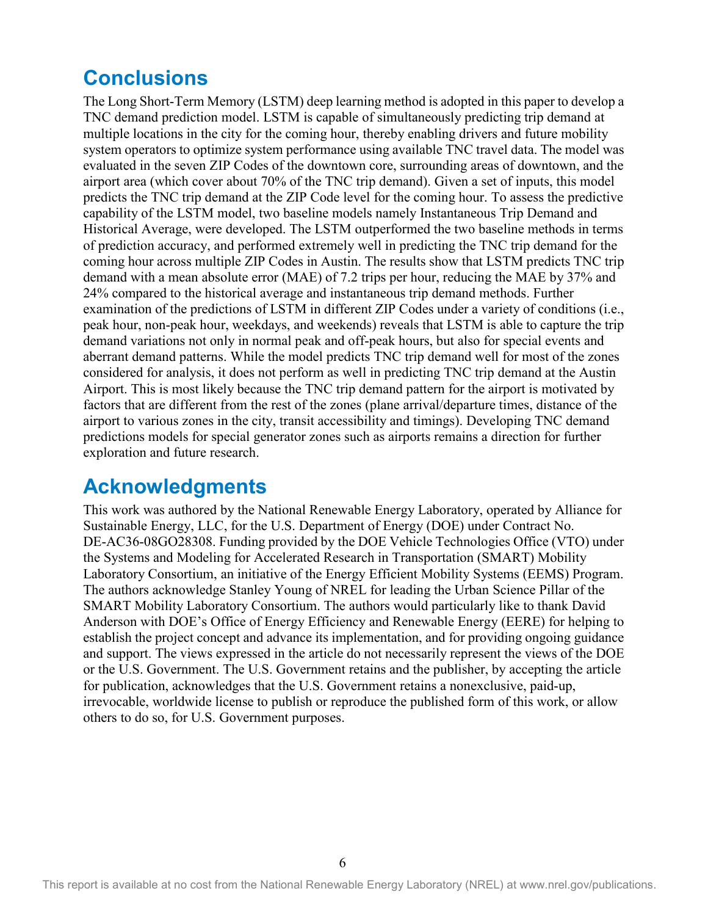## Conclusions

The Long Short-Term Memory (LSTM) deep learning method is adopted in this paper to develop a TNC demand prediction model. LSTM is capable of simultaneously predicting trip demand at multiple locations in the city for the coming hour, thereby enabling drivers and future mobility system operators to optimize system performance using available TNC travel data. The model was evaluated in the seven ZIP Codes of the downtown core, surrounding areas of downtown, and the airport area (which cover about 70% of the TNC trip demand). Given a set of inputs, this model predicts the TNC trip demand at the ZIP Code level for the coming hour. To assess the predictive capability of the LSTM model, two baseline models namely Instantaneous Trip Demand and Historical Average, were developed. The LSTM outperformed the two baseline methods in terms of prediction accuracy, and performed extremely well in predicting the TNC trip demand for the coming hour across multiple ZIP Codes in Austin. The results show that LSTM predicts TNC trip demand with a mean absolute error (MAE) of 7.2 trips per hour, reducing the MAE by 37% and 24% compared to the historical average and instantaneous trip demand methods. Further examination of the predictions of LSTM in different ZIP Codes under a variety of conditions (i.e., peak hour, non-peak hour, weekdays, and weekends) reveals that LSTM is able to capture the trip demand variations not only in normal peak and off-peak hours, but also for special events and aberrant demand patterns. While the model predicts TNC trip demand well for most of the zones considered for analysis, it does not perform as well in predicting TNC trip demand at the Austin Airport. This is most likely because the TNC trip demand pattern for the airport is motivated by factors that are different from the rest of the zones (plane arrival/departure times, distance of the airport to various zones in the city, transit accessibility and timings). Developing TNC demand predictions models for special generator zones such as airports remains a direction for further exploration and future research.

## Acknowledgments

This work was authored by the National Renewable Energy Laboratory, operated by Alliance for Sustainable Energy, LLC, for the U.S. Department of Energy (DOE) under Contract No. DE-AC36-08GO28308. Funding provided by the DOE Vehicle Technologies Office (VTO) under the Systems and Modeling for Accelerated Research in Transportation (SMART) Mobility Laboratory Consortium, an initiative of the Energy Efficient Mobility Systems (EEMS) Program. The authors acknowledge Stanley Young of NREL for leading the Urban Science Pillar of the SMART Mobility Laboratory Consortium. The authors would particularly like to thank David Anderson with DOE's Office of Energy Efficiency and Renewable Energy (EERE) for helping to establish the project concept and advance its implementation, and for providing ongoing guidance and support. The views expressed in the article do not necessarily represent the views of the DOE or the U.S. Government. The U.S. Government retains and the publisher, by accepting the article for publication, acknowledges that the U.S. Government retains a nonexclusive, paid-up, irrevocable, worldwide license to publish or reproduce the published form of this work, or allow others to do so, for U.S. Government purposes.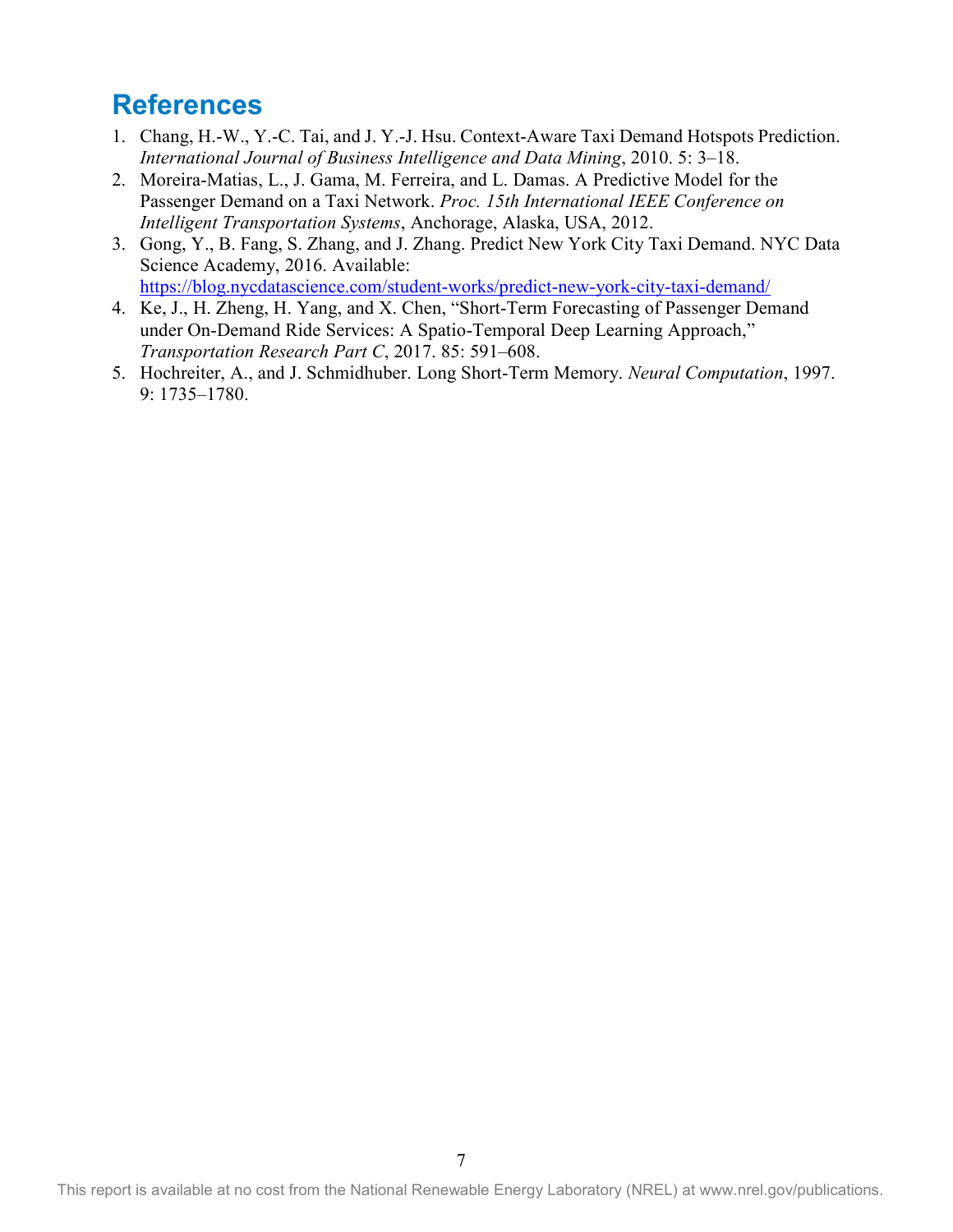# References

1. Chang, H.-W., Y.-C. Tai, and J. Y.-J. Hsu. Context-Aware Taxi Demand Hotspots Prediction. *International Journal of Business Intelligence and Data Mining*, 2010. 5: 3–18.
2. Moreira-Matias, L., J. Gama, M. Ferreira, and L. Damas. A Predictive Model for the Passenger Demand on a Taxi Network. *Proc. 15th International IEEE Conference on Intelligent Transportation Systems*, Anchorage, Alaska, USA, 2012.
3. Gong, Y., B. Fang, S. Zhang, and J. Zhang. Predict New York City Taxi Demand. NYC Data Science Academy, 2016. Available: https://blog.nycdatascience.com/student-works/predict-new-york-city-taxi-demand/
4. Ke, J., H. Zheng, H. Yang, and X. Chen, "Short-Term Forecasting of Passenger Demand under On-Demand Ride Services: A Spatio-Temporal Deep Learning Approach," *Transportation Research Part C*, 2017. 85: 591–608.
5. Hochreiter, A., and J. Schmidhuber. Long Short-Term Memory. *Neural Computation*, 1997. 9: 1735–1780.